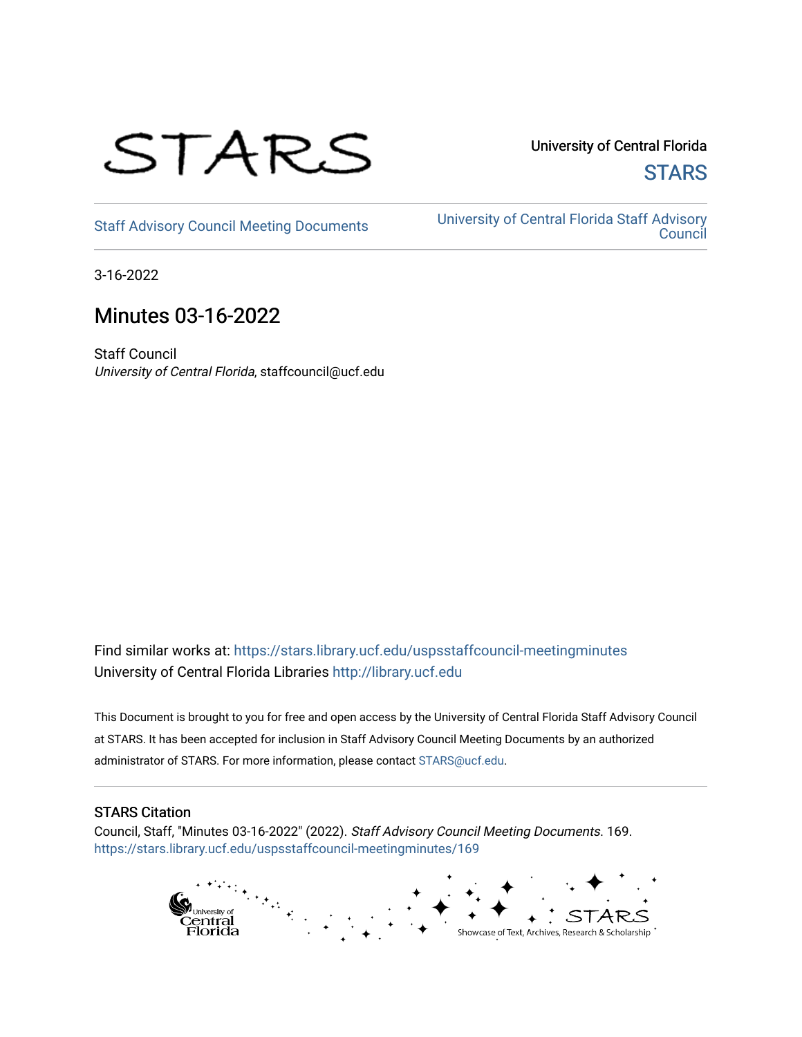STARS

University of Central Florida
STARS

Staff Advisory Council Meeting Documents

University of Central Florida Staff Advisory Council

3-16-2022

# Minutes 03-16-2022

Staff Council
*University of Central Florida*, staffcouncil@ucf.edu

Find similar works at: https://stars.library.ucf.edu/uspsstaffcouncil-meetingminutes
University of Central Florida Libraries http://library.ucf.edu

This Document is brought to you for free and open access by the University of Central Florida Staff Advisory Council at STARS. It has been accepted for inclusion in Staff Advisory Council Meeting Documents by an authorized administrator of STARS. For more information, please contact STARS@ucf.edu.

## STARS Citation

Council, Staff, "Minutes 03-16-2022" (2022). *Staff Advisory Council Meeting Documents*. 169.
https://stars.library.ucf.edu/uspsstaffcouncil-meetingminutes/169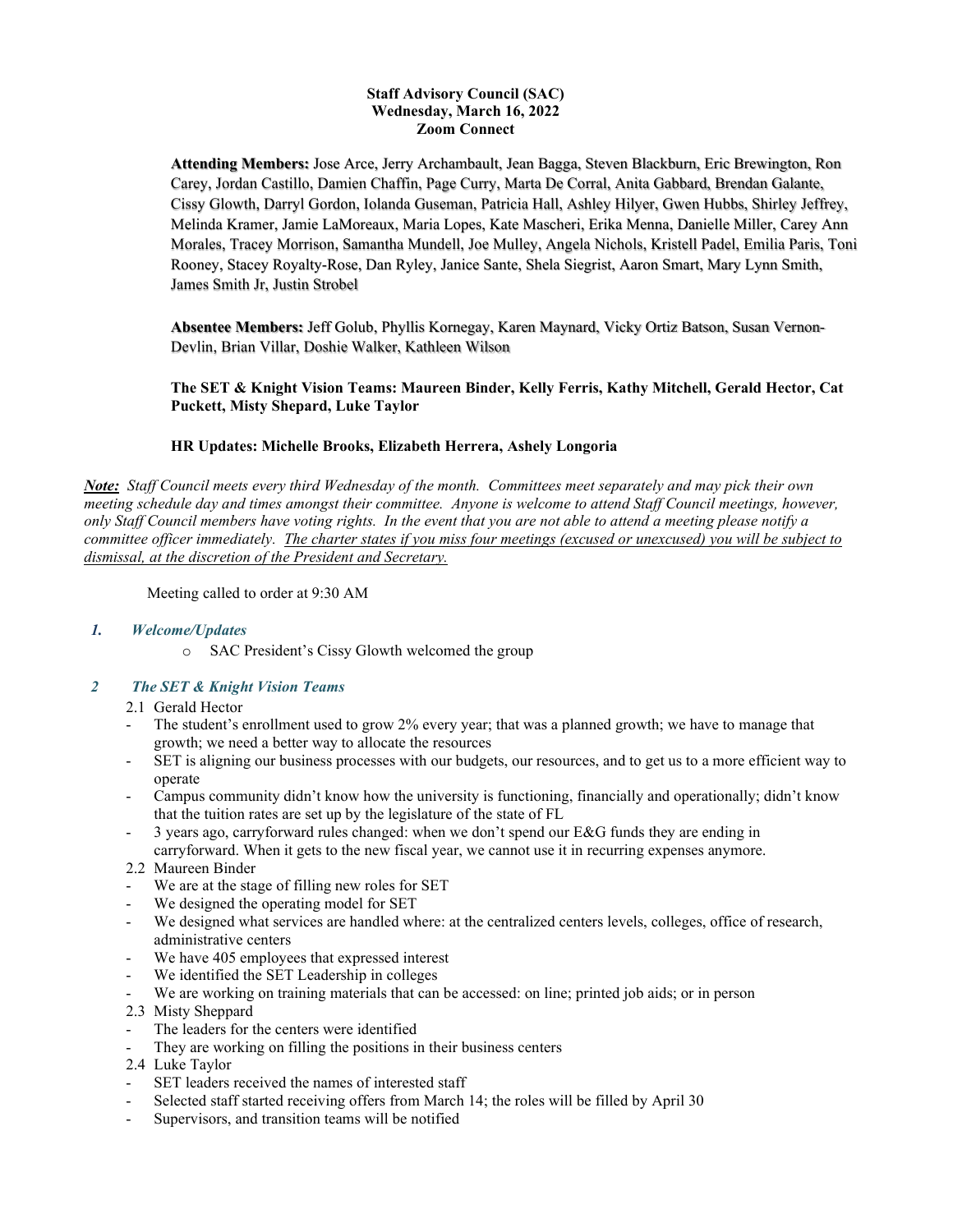**Staff Advisory Council (SAC)**
**Wednesday, March 16, 2022**
**Zoom Connect**

**Attending Members:** Jose Arce, Jerry Archambault, Jean Bagga, Steven Blackburn, Eric Brewington, Ron Carey, Jordan Castillo, Damien Chaffin, Page Curry, Marta De Corral, Anita Gabbard, Brendan Galante, Cissy Glowth, Darryl Gordon, Iolanda Guseman, Patricia Hall, Ashley Hilyer, Gwen Hubbs, Shirley Jeffrey, Melinda Kramer, Jamie LaMoreaux, Maria Lopes, Kate Mascheri, Erika Menna, Danielle Miller, Carey Ann Morales, Tracey Morrison, Samantha Mundell, Joe Mulley, Angela Nichols, Kristell Padel, Emilia Paris, Toni Rooney, Stacey Royalty-Rose, Dan Ryley, Janice Sante, Shela Siegrist, Aaron Smart, Mary Lynn Smith, James Smith Jr, Justin Strobel

**Absentee Members:** Jeff Golub, Phyllis Kornegay, Karen Maynard, Vicky Ortiz Batson, Susan Vernon-Devlin, Brian Villar, Doshie Walker, Kathleen Wilson

**The SET & Knight Vision Teams: Maureen Binder, Kelly Ferris, Kathy Mitchell, Gerald Hector, Cat Puckett, Misty Shepard, Luke Taylor**

**HR Updates: Michelle Brooks, Elizabeth Herrera, Ashely Longoria**

***Note:*** *Staff Council meets every third Wednesday of the month. Committees meet separately and may pick their own meeting schedule day and times amongst their committee. Anyone is welcome to attend Staff Council meetings, however, only Staff Council members have voting rights. In the event that you are not able to attend a meeting please notify a committee officer immediately. <u>The charter states if you miss four meetings (excused or unexcused) you will be subject to dismissal, at the discretion of the President and Secretary.</u>*

Meeting called to order at 9:30 AM

### *1. Welcome/Updates*

- SAC President's Cissy Glowth welcomed the group

### *2 The SET & Knight Vision Teams*

2.1 Gerald Hector

- The student's enrollment used to grow 2% every year; that was a planned growth; we have to manage that growth; we need a better way to allocate the resources
- SET is aligning our business processes with our budgets, our resources, and to get us to a more efficient way to operate
- Campus community didn't know how the university is functioning, financially and operationally; didn't know that the tuition rates are set up by the legislature of the state of FL
- 3 years ago, carryforward rules changed: when we don't spend our E&G funds they are ending in carryforward. When it gets to the new fiscal year, we cannot use it in recurring expenses anymore.

2.2 Maureen Binder

- We are at the stage of filling new roles for SET
- We designed the operating model for SET
- We designed what services are handled where: at the centralized centers levels, colleges, office of research, administrative centers
- We have 405 employees that expressed interest
- We identified the SET Leadership in colleges
- We are working on training materials that can be accessed: on line; printed job aids; or in person

2.3 Misty Sheppard

- The leaders for the centers were identified
- They are working on filling the positions in their business centers

2.4 Luke Taylor

- SET leaders received the names of interested staff
- Selected staff started receiving offers from March 14; the roles will be filled by April 30
- Supervisors, and transition teams will be notified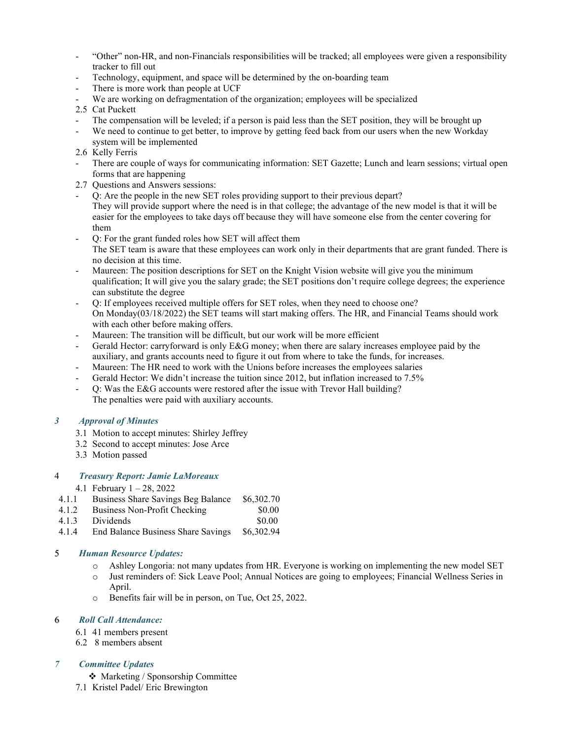- "Other" non-HR, and non-Financials responsibilities will be tracked; all employees were given a responsibility tracker to fill out
- Technology, equipment, and space will be determined by the on-boarding team
- There is more work than people at UCF
- We are working on defragmentation of the organization; employees will be specialized

2.5 Cat Puckett

- The compensation will be leveled; if a person is paid less than the SET position, they will be brought up
- We need to continue to get better, to improve by getting feed back from our users when the new Workday system will be implemented

2.6 Kelly Ferris

- There are couple of ways for communicating information: SET Gazette; Lunch and learn sessions; virtual open forms that are happening

2.7 Questions and Answers sessions:

- Q: Are the people in the new SET roles providing support to their previous depart?
  They will provide support where the need is in that college; the advantage of the new model is that it will be easier for the employees to take days off because they will have someone else from the center covering for them
- Q: For the grant funded roles how SET will affect them
  The SET team is aware that these employees can work only in their departments that are grant funded. There is no decision at this time.
- Maureen: The position descriptions for SET on the Knight Vision website will give you the minimum qualification; It will give you the salary grade; the SET positions don't require college degrees; the experience can substitute the degree
- Q: If employees received multiple offers for SET roles, when they need to choose one?
  On Monday(03/18/2022) the SET teams will start making offers. The HR, and Financial Teams should work with each other before making offers.
- Maureen: The transition will be difficult, but our work will be more efficient
- Gerald Hector: carryforward is only E&G money; when there are salary increases employee paid by the auxiliary, and grants accounts need to figure it out from where to take the funds, for increases.
- Maureen: The HR need to work with the Unions before increases the employees salaries
- Gerald Hector: We didn't increase the tuition since 2012, but inflation increased to 7.5%
- Q: Was the E&G accounts were restored after the issue with Trevor Hall building?
  The penalties were paid with auxiliary accounts.

## *3 Approval of Minutes*

3.1 Motion to accept minutes: Shirley Jeffrey
3.2 Second to accept minutes: Jose Arce
3.3 Motion passed

## 4 *Treasury Report: Jamie LaMoreaux*

4.1 February 1 – 28, 2022

| | | |
|---|---|---|
| 4.1.1 | Business Share Savings Beg Balance | $6,302.70 |
| 4.1.2 | Business Non-Profit Checking | $0.00 |
| 4.1.3 | Dividends | $0.00 |
| 4.1.4 | End Balance Business Share Savings | $6,302.94 |

## 5 *Human Resource Updates:*

- Ashley Longoria: not many updates from HR. Everyone is working on implementing the new model SET
- Just reminders of: Sick Leave Pool; Annual Notices are going to employees; Financial Wellness Series in April.
- Benefits fair will be in person, on Tue, Oct 25, 2022.

## 6 *Roll Call Attendance:*

6.1 41 members present
6.2 8 members absent

## *7 Committee Updates*

❖ Marketing / Sponsorship Committee

7.1 Kristel Padel/ Eric Brewington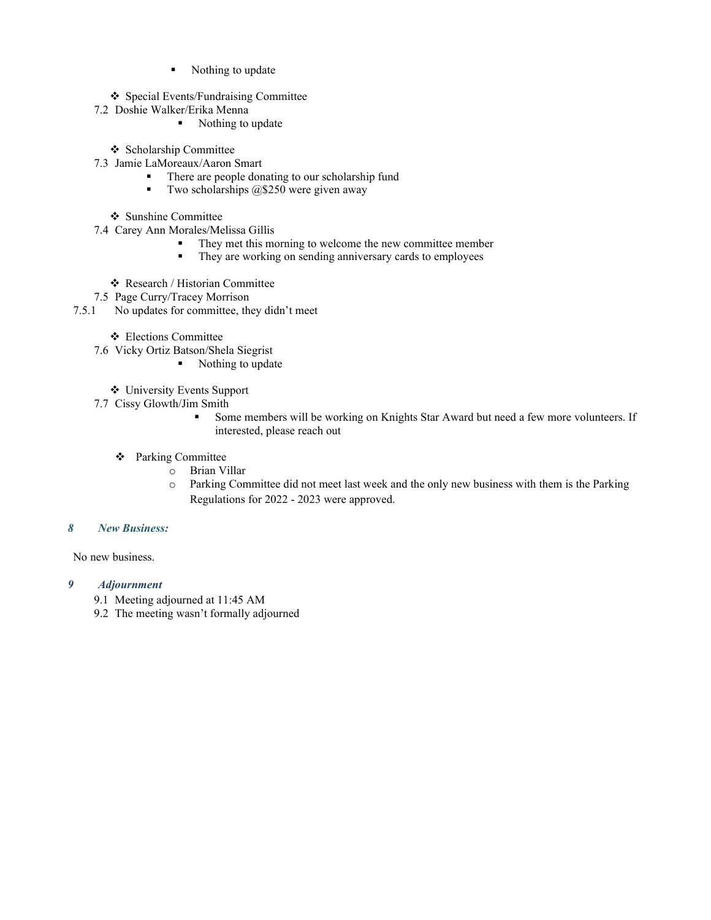- Nothing to update

- ❖ Special Events/Fundraising Committee

7.2 Doshie Walker/Erika Menna

- Nothing to update

- ❖ Scholarship Committee

7.3 Jamie LaMoreaux/Aaron Smart

- There are people donating to our scholarship fund
- Two scholarships @$250 were given away

- ❖ Sunshine Committee

7.4 Carey Ann Morales/Melissa Gillis

- They met this morning to welcome the new committee member
- They are working on sending anniversary cards to employees

- ❖ Research / Historian Committee

7.5 Page Curry/Tracey Morrison

7.5.1 No updates for committee, they didn't meet

- ❖ Elections Committee

7.6 Vicky Ortiz Batson/Shela Siegrist

- Nothing to update

- ❖ University Events Support

7.7 Cissy Glowth/Jim Smith

- Some members will be working on Knights Star Award but need a few more volunteers. If interested, please reach out

- ❖ Parking Committee
  - Brian Villar
  - Parking Committee did not meet last week and the only new business with them is the Parking Regulations for 2022 - 2023 were approved.

## *8 New Business:*

No new business.

## *9 Adjournment*

9.1 Meeting adjourned at 11:45 AM

9.2 The meeting wasn't formally adjourned